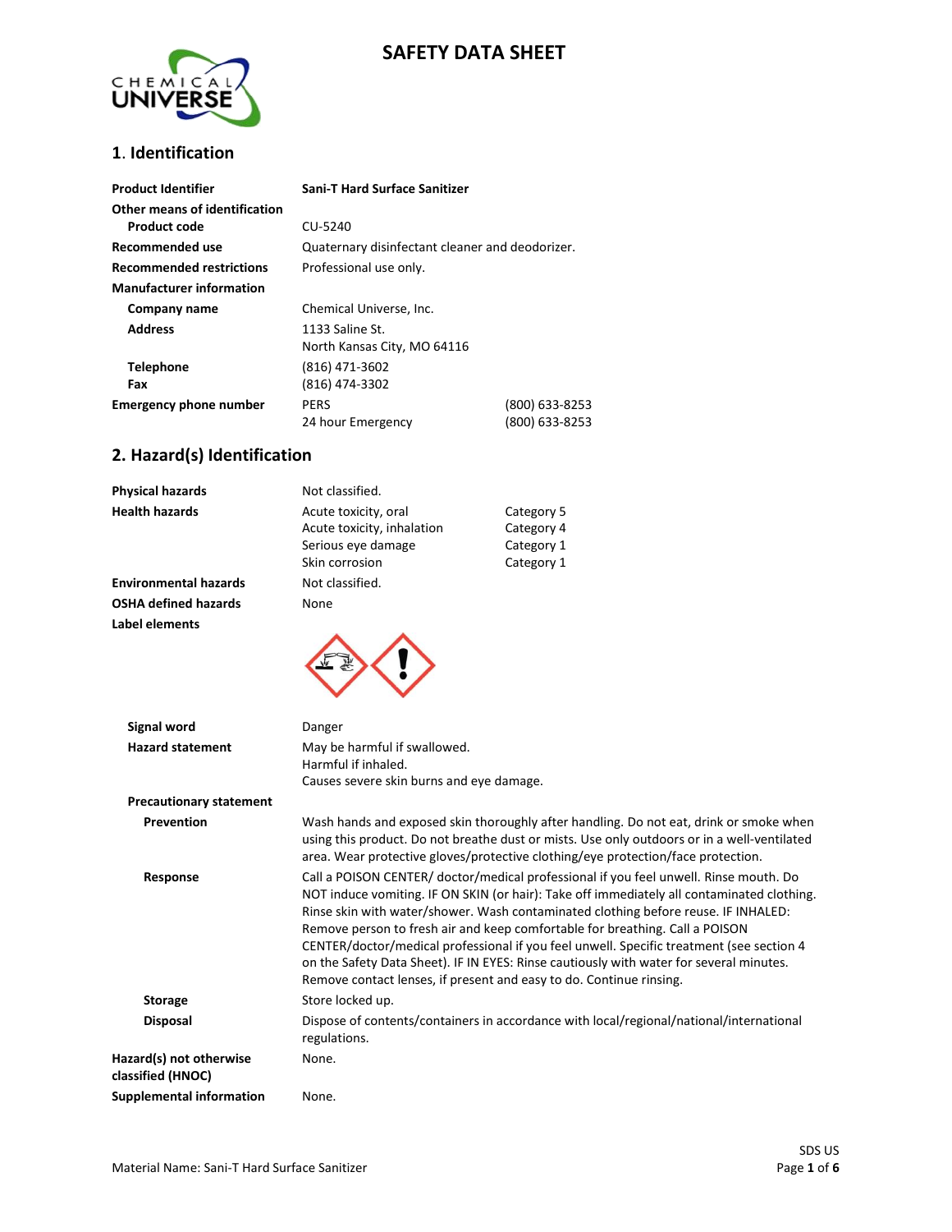# SAFETY DATA SHEET

## 1. Identification

| | | |
|---|---|---|
| **Product Identifier** | **Sani-T Hard Surface Sanitizer** | |
| **Other means of identification** | | |
| **Product code** | CU-5240 | |
| **Recommended use** | Quaternary disinfectant cleaner and deodorizer. | |
| **Recommended restrictions** | Professional use only. | |
| **Manufacturer information** | | |
| **Company name** | Chemical Universe, Inc. | |
| **Address** | 1133 Saline St.<br>North Kansas City, MO 64116 | |
| **Telephone** | (816) 471-3602 | |
| **Fax** | (816) 474-3302 | |
| **Emergency phone number** | PERS | (800) 633-8253 |
| | 24 hour Emergency | (800) 633-8253 |

## 2. Hazard(s) Identification

| | | |
|---|---|---|
| **Physical hazards** | Not classified. | |
| **Health hazards** | Acute toxicity, oral | Category 5 |
| | Acute toxicity, inhalation | Category 4 |
| | Serious eye damage | Category 1 |
| | Skin corrosion | Category 1 |
| **Environmental hazards** | Not classified. | |
| **OSHA defined hazards** | None | |

**Label elements**

**Signal word** Danger

**Hazard statement** May be harmful if swallowed.
Harmful if inhaled.
Causes severe skin burns and eye damage.

**Precautionary statement**

**Prevention** Wash hands and exposed skin thoroughly after handling. Do not eat, drink or smoke when using this product. Do not breathe dust or mists. Use only outdoors or in a well-ventilated area. Wear protective gloves/protective clothing/eye protection/face protection.

**Response** Call a POISON CENTER/ doctor/medical professional if you feel unwell. Rinse mouth. Do NOT induce vomiting. IF ON SKIN (or hair): Take off immediately all contaminated clothing. Rinse skin with water/shower. Wash contaminated clothing before reuse. IF INHALED: Remove person to fresh air and keep comfortable for breathing. Call a POISON CENTER/doctor/medical professional if you feel unwell. Specific treatment (see section 4 on the Safety Data Sheet). IF IN EYES: Rinse cautiously with water for several minutes. Remove contact lenses, if present and easy to do. Continue rinsing.

**Storage** Store locked up.

**Disposal** Dispose of contents/containers in accordance with local/regional/national/international regulations.

**Hazard(s) not otherwise classified (HNOC)** None.

**Supplemental information** None.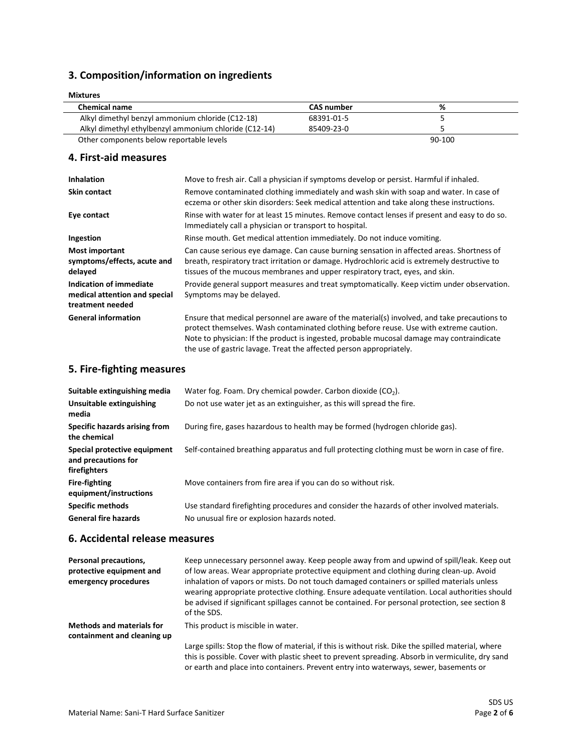## 3. Composition/information on ingredients

**Mixtures**

| Chemical name | CAS number | % |
|---|---|---|
| Alkyl dimethyl benzyl ammonium chloride (C12-18) | 68391-01-5 | 5 |
| Alkyl dimethyl ethylbenzyl ammonium chloride (C12-14) | 85409-23-0 | 5 |
| Other components below reportable levels | | 90-100 |

## 4. First-aid measures

| | |
|---|---|
| **Inhalation** | Move to fresh air. Call a physician if symptoms develop or persist. Harmful if inhaled. |
| **Skin contact** | Remove contaminated clothing immediately and wash skin with soap and water. In case of eczema or other skin disorders: Seek medical attention and take along these instructions. |
| **Eye contact** | Rinse with water for at least 15 minutes. Remove contact lenses if present and easy to do so. Immediately call a physician or transport to hospital. |
| **Ingestion** | Rinse mouth. Get medical attention immediately. Do not induce vomiting. |
| **Most important symptoms/effects, acute and delayed** | Can cause serious eye damage. Can cause burning sensation in affected areas. Shortness of breath, respiratory tract irritation or damage. Hydrochloric acid is extremely destructive to tissues of the mucous membranes and upper respiratory tract, eyes, and skin. |
| **Indication of immediate medical attention and special treatment needed** | Provide general support measures and treat symptomatically. Keep victim under observation. Symptoms may be delayed. |
| **General information** | Ensure that medical personnel are aware of the material(s) involved, and take precautions to protect themselves. Wash contaminated clothing before reuse. Use with extreme caution. Note to physician: If the product is ingested, probable mucosal damage may contraindicate the use of gastric lavage. Treat the affected person appropriately. |

## 5. Fire-fighting measures

| | |
|---|---|
| **Suitable extinguishing media** | Water fog. Foam. Dry chemical powder. Carbon dioxide ($CO_2$). |
| **Unsuitable extinguishing media** | Do not use water jet as an extinguisher, as this will spread the fire. |
| **Specific hazards arising from the chemical** | During fire, gases hazardous to health may be formed (hydrogen chloride gas). |
| **Special protective equipment and precautions for firefighters** | Self-contained breathing apparatus and full protecting clothing must be worn in case of fire. |
| **Fire-fighting equipment/instructions** | Move containers from fire area if you can do so without risk. |
| **Specific methods** | Use standard firefighting procedures and consider the hazards of other involved materials. |
| **General fire hazards** | No unusual fire or explosion hazards noted. |

## 6. Accidental release measures

| | |
|---|---|
| **Personal precautions, protective equipment and emergency procedures** | Keep unnecessary personnel away. Keep people away from and upwind of spill/leak. Keep out of low areas. Wear appropriate protective equipment and clothing during clean-up. Avoid inhalation of vapors or mists. Do not touch damaged containers or spilled materials unless wearing appropriate protective clothing. Ensure adequate ventilation. Local authorities should be advised if significant spillages cannot be contained. For personal protection, see section 8 of the SDS. |
| **Methods and materials for containment and cleaning up** | This product is miscible in water. <br><br> Large spills: Stop the flow of material, if this is without risk. Dike the spilled material, where this is possible. Cover with plastic sheet to prevent spreading. Absorb in vermiculite, dry sand or earth and place into containers. Prevent entry into waterways, sewer, basements or |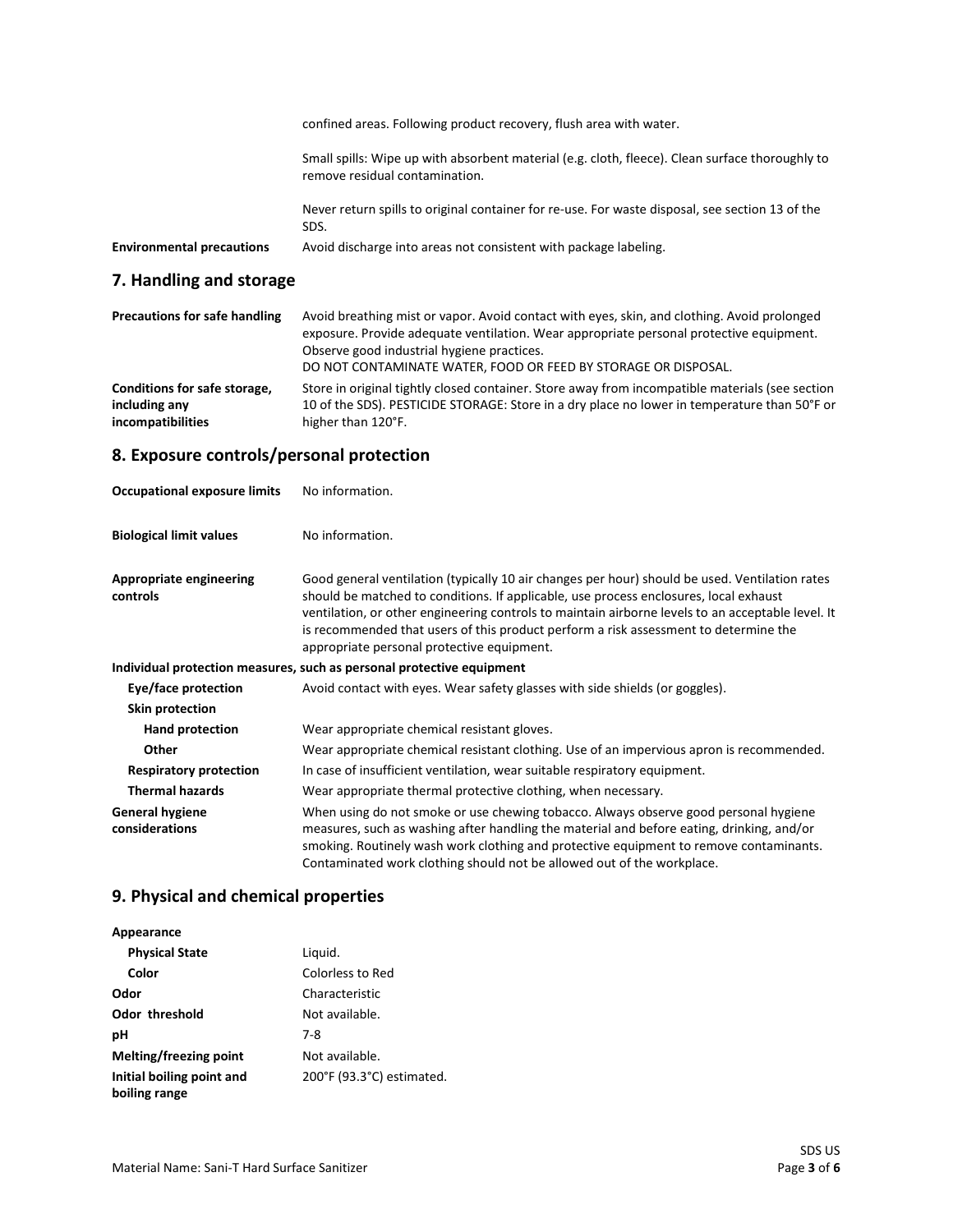| | |
|---|---|
| | confined areas. Following product recovery, flush area with water. |
| | Small spills: Wipe up with absorbent material (e.g. cloth, fleece). Clean surface thoroughly to remove residual contamination. |
| | Never return spills to original container for re-use. For waste disposal, see section 13 of the SDS. |
| **Environmental precautions** | Avoid discharge into areas not consistent with package labeling. |

## 7. Handling and storage

| | |
|---|---|
| **Precautions for safe handling** | Avoid breathing mist or vapor. Avoid contact with eyes, skin, and clothing. Avoid prolonged exposure. Provide adequate ventilation. Wear appropriate personal protective equipment. Observe good industrial hygiene practices.<br>DO NOT CONTAMINATE WATER, FOOD OR FEED BY STORAGE OR DISPOSAL. |
| **Conditions for safe storage, including any incompatibilities** | Store in original tightly closed container. Store away from incompatible materials (see section 10 of the SDS). PESTICIDE STORAGE: Store in a dry place no lower in temperature than 50°F or higher than 120°F. |

## 8. Exposure controls/personal protection

| | |
|---|---|
| **Occupational exposure limits** | No information. |
| **Biological limit values** | No information. |
| **Appropriate engineering controls** | Good general ventilation (typically 10 air changes per hour) should be used. Ventilation rates should be matched to conditions. If applicable, use process enclosures, local exhaust ventilation, or other engineering controls to maintain airborne levels to an acceptable level. It is recommended that users of this product perform a risk assessment to determine the appropriate personal protective equipment. |

**Individual protection measures, such as personal protective equipment**

| | |
|---|---|
| **Eye/face protection** | Avoid contact with eyes. Wear safety glasses with side shields (or goggles). |
| **Skin protection** | |
| **Hand protection** | Wear appropriate chemical resistant gloves. |
| **Other** | Wear appropriate chemical resistant clothing. Use of an impervious apron is recommended. |
| **Respiratory protection** | In case of insufficient ventilation, wear suitable respiratory equipment. |
| **Thermal hazards** | Wear appropriate thermal protective clothing, when necessary. |
| **General hygiene considerations** | When using do not smoke or use chewing tobacco. Always observe good personal hygiene measures, such as washing after handling the material and before eating, drinking, and/or smoking. Routinely wash work clothing and protective equipment to remove contaminants. Contaminated work clothing should not be allowed out of the workplace. |

## 9. Physical and chemical properties

| | |
|---|---|
| **Appearance** | |
| **Physical State** | Liquid. |
| **Color** | Colorless to Red |
| **Odor** | Characteristic |
| **Odor threshold** | Not available. |
| **pH** | 7-8 |
| **Melting/freezing point** | Not available. |
| **Initial boiling point and boiling range** | 200°F (93.3°C) estimated. |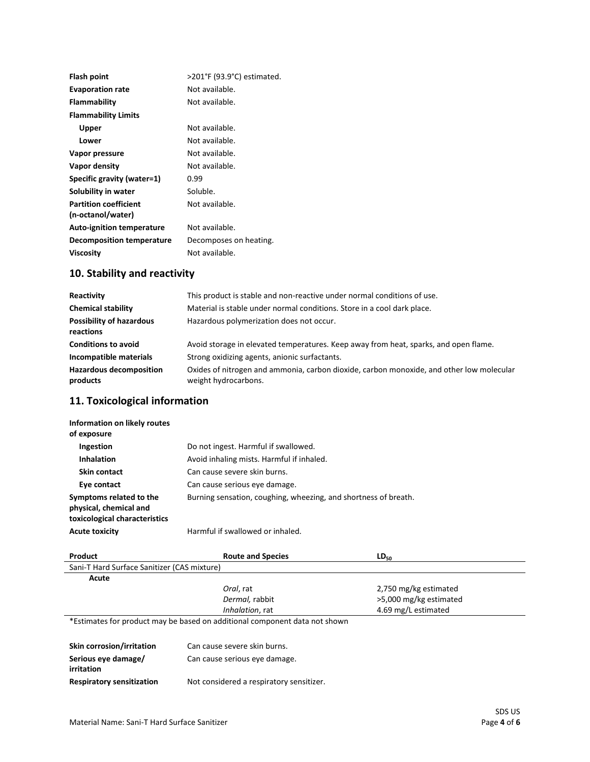| | |
|---|---|
| **Flash point** | >201°F (93.9°C) estimated. |
| **Evaporation rate** | Not available. |
| **Flammability** | Not available. |
| **Flammability Limits** | |
| **Upper** | Not available. |
| **Lower** | Not available. |
| **Vapor pressure** | Not available. |
| **Vapor density** | Not available. |
| **Specific gravity (water=1)** | 0.99 |
| **Solubility in water** | Soluble. |
| **Partition coefficient (n-octanol/water)** | Not available. |
| **Auto-ignition temperature** | Not available. |
| **Decomposition temperature** | Decomposes on heating. |
| **Viscosity** | Not available. |

## 10. Stability and reactivity

| | |
|---|---|
| **Reactivity** | This product is stable and non-reactive under normal conditions of use. |
| **Chemical stability** | Material is stable under normal conditions. Store in a cool dark place. |
| **Possibility of hazardous reactions** | Hazardous polymerization does not occur. |
| **Conditions to avoid** | Avoid storage in elevated temperatures. Keep away from heat, sparks, and open flame. |
| **Incompatible materials** | Strong oxidizing agents, anionic surfactants. |
| **Hazardous decomposition products** | Oxides of nitrogen and ammonia, carbon dioxide, carbon monoxide, and other low molecular weight hydrocarbons. |

## 11. Toxicological information

| | |
|---|---|
| **Information on likely routes of exposure** | |
| **Ingestion** | Do not ingest. Harmful if swallowed. |
| **Inhalation** | Avoid inhaling mists. Harmful if inhaled. |
| **Skin contact** | Can cause severe skin burns. |
| **Eye contact** | Can cause serious eye damage. |
| **Symptoms related to the physical, chemical and toxicological characteristics** | Burning sensation, coughing, wheezing, and shortness of breath. |
| **Acute toxicity** | Harmful if swallowed or inhaled. |

| **Product** | **Route and Species** | **$LD_{50}$** |
|---|---|---|
| Sani-T Hard Surface Sanitizer (CAS mixture) | | |
| **Acute** | | |
| | *Oral*, rat | 2,750 mg/kg estimated |
| | *Dermal,* rabbit | >5,000 mg/kg estimated |
| | *Inhalation*, rat | 4.69 mg/L estimated |

*Estimates for product may be based on additional component data not shown

| | |
|---|---|
| **Skin corrosion/irritation** | Can cause severe skin burns. |
| **Serious eye damage/ irritation** | Can cause serious eye damage. |
| **Respiratory sensitization** | Not considered a respiratory sensitizer. |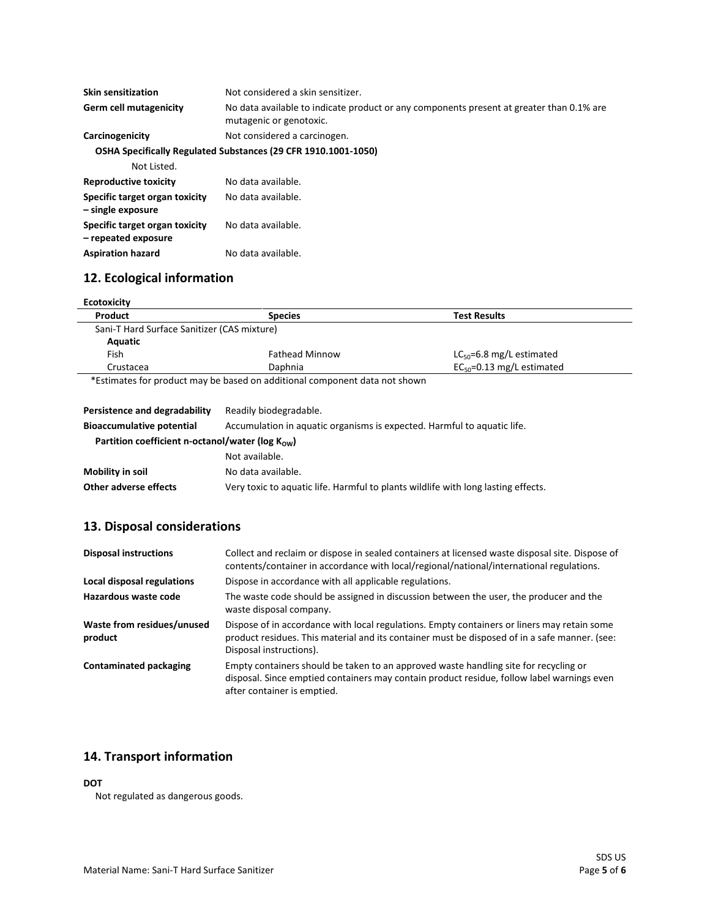| | |
|---|---|
| **Skin sensitization** | Not considered a skin sensitizer. |
| **Germ cell mutagenicity** | No data available to indicate product or any components present at greater than 0.1% are mutagenic or genotoxic. |
| **Carcinogenicity** | Not considered a carcinogen. |

**OSHA Specifically Regulated Substances (29 CFR 1910.1001-1050)**

Not Listed.

| | |
|---|---|
| **Reproductive toxicity** | No data available. |
| **Specific target organ toxicity – single exposure** | No data available. |
| **Specific target organ toxicity – repeated exposure** | No data available. |
| **Aspiration hazard** | No data available. |

## 12. Ecological information

**Ecotoxicity**

| Product | Species | Test Results |
|---|---|---|
| Sani-T Hard Surface Sanitizer (CAS mixture) | | |
| **Aquatic** | | |
| Fish | Fathead Minnow | $LC_{50}$=6.8 mg/L estimated |
| Crustacea | Daphnia | $EC_{50}$=0.13 mg/L estimated |

*Estimates for product may be based on additional component data not shown

| | |
|---|---|
| **Persistence and degradability** | Readily biodegradable. |
| **Bioaccumulative potential** | Accumulation in aquatic organisms is expected. Harmful to aquatic life. |

**Partition coefficient n-octanol/water (log $K_{OW}$)**

Not available.

| | |
|---|---|
| **Mobility in soil** | No data available. |
| **Other adverse effects** | Very toxic to aquatic life. Harmful to plants wildlife with long lasting effects. |

## 13. Disposal considerations

| | |
|---|---|
| **Disposal instructions** | Collect and reclaim or dispose in sealed containers at licensed waste disposal site. Dispose of contents/container in accordance with local/regional/national/international regulations. |
| **Local disposal regulations** | Dispose in accordance with all applicable regulations. |
| **Hazardous waste code** | The waste code should be assigned in discussion between the user, the producer and the waste disposal company. |
| **Waste from residues/unused product** | Dispose of in accordance with local regulations. Empty containers or liners may retain some product residues. This material and its container must be disposed of in a safe manner. (see: Disposal instructions). |
| **Contaminated packaging** | Empty containers should be taken to an approved waste handling site for recycling or disposal. Since emptied containers may contain product residue, follow label warnings even after container is emptied. |

## 14. Transport information

**DOT**

Not regulated as dangerous goods.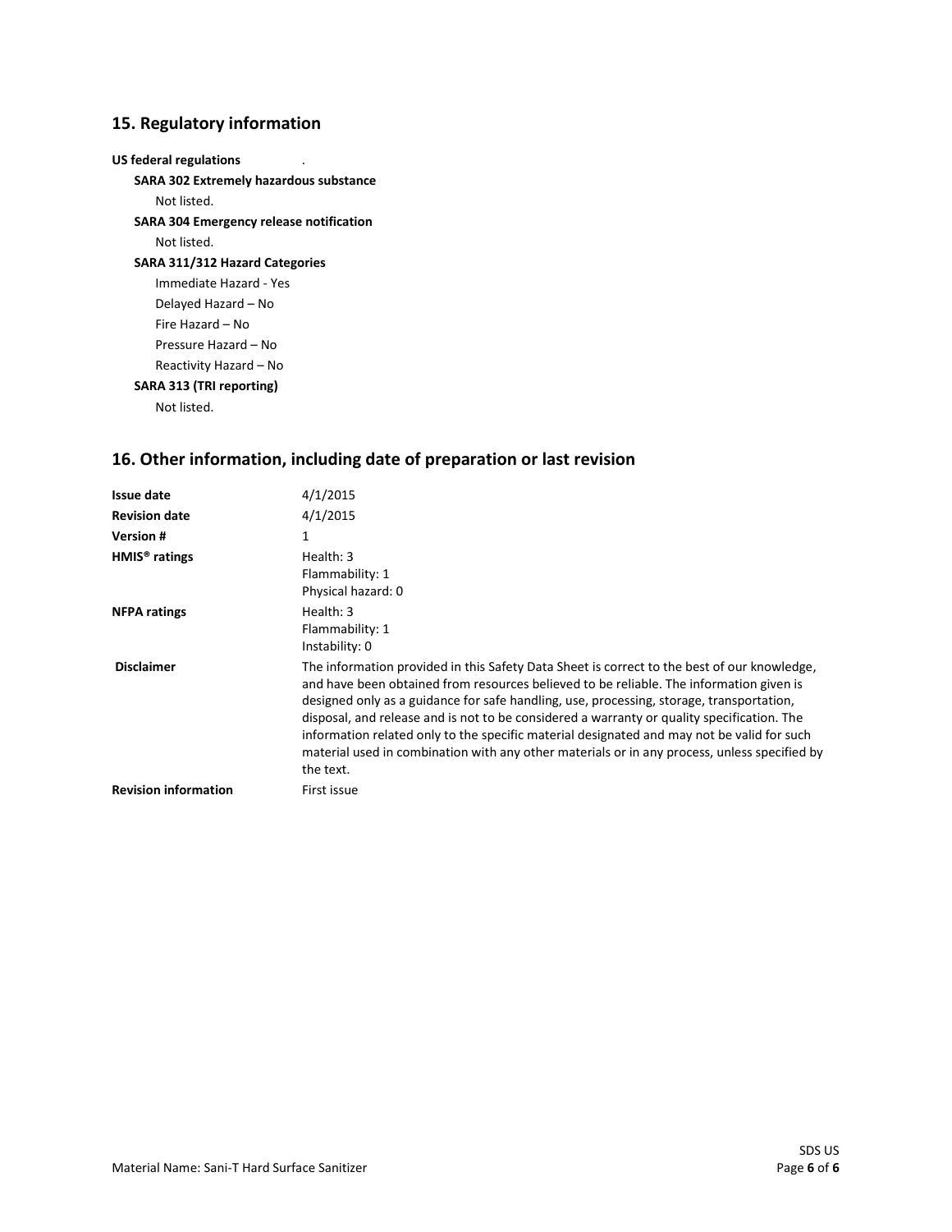## 15. Regulatory information

**US federal regulations** .

**SARA 302 Extremely hazardous substance**

Not listed.

**SARA 304 Emergency release notification**

Not listed.

**SARA 311/312 Hazard Categories**

Immediate Hazard - Yes

Delayed Hazard – No

Fire Hazard – No

Pressure Hazard – No

Reactivity Hazard – No

**SARA 313 (TRI reporting)**

Not listed.

## 16. Other information, including date of preparation or last revision

| | |
|---|---|
| **Issue date** | 4/1/2015 |
| **Revision date** | 4/1/2015 |
| **Version #** | 1 |
| **HMIS® ratings** | Health: 3<br>Flammability: 1<br>Physical hazard: 0 |
| **NFPA ratings** | Health: 3<br>Flammability: 1<br>Instability: 0 |
| **Disclaimer** | The information provided in this Safety Data Sheet is correct to the best of our knowledge, and have been obtained from resources believed to be reliable. The information given is designed only as a guidance for safe handling, use, processing, storage, transportation, disposal, and release and is not to be considered a warranty or quality specification. The information related only to the specific material designated and may not be valid for such material used in combination with any other materials or in any process, unless specified by the text. |
| **Revision information** | First issue |

Material Name: Sani-T Hard Surface Sanitizer